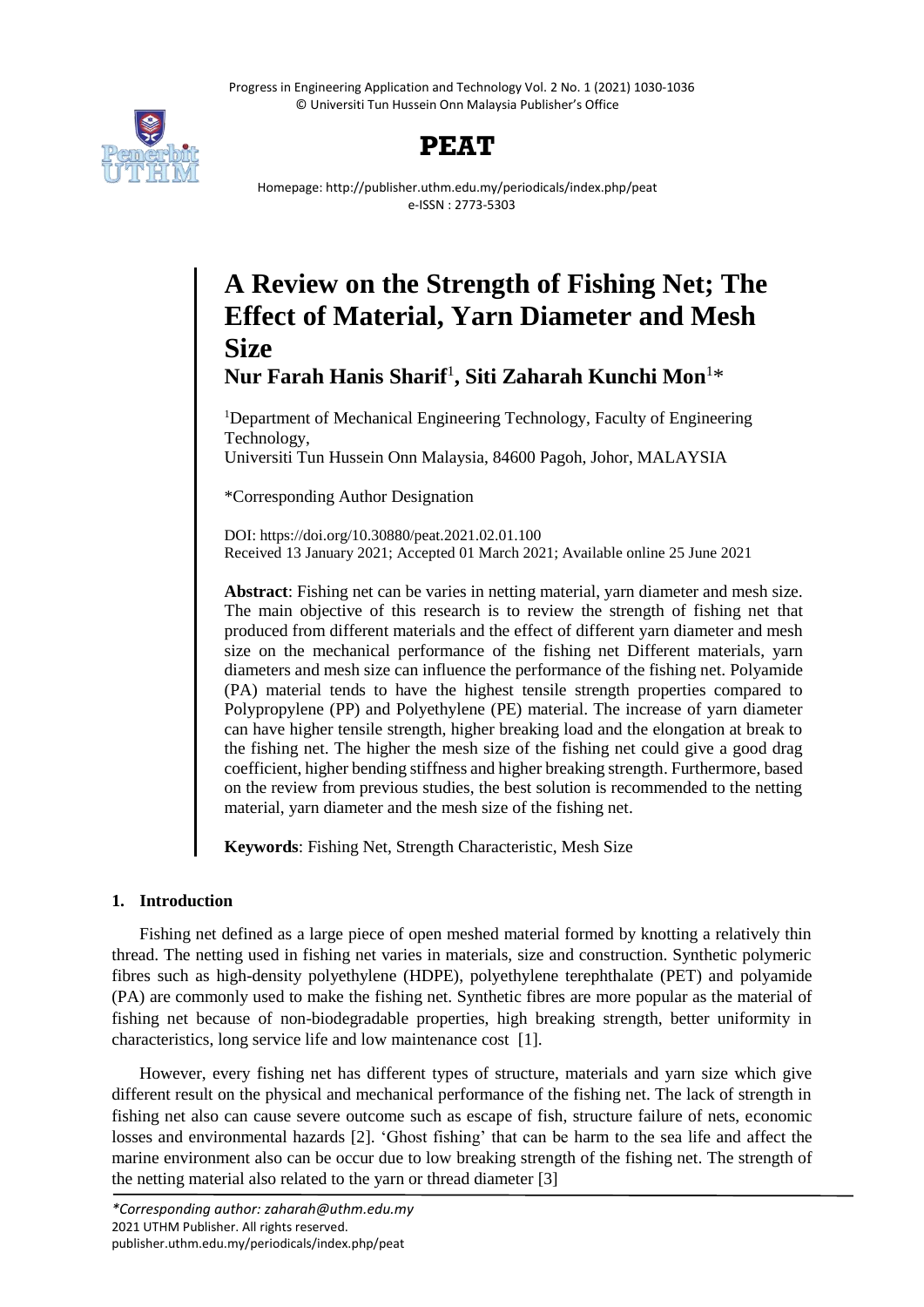# A Review on the Strength of Fishing Net; The Effect of Material, Yarn Diameter and Mesh Size

**Nur Farah Hanis Sharif**[1], **Siti Zaharah Kunchi Mon**[1]*

[1]Department of Mechanical Engineering Technology, Faculty of Engineering Technology,
Universiti Tun Hussein Onn Malaysia, 84600 Pagoh, Johor, MALAYSIA

*Corresponding Author Designation

DOI: https://doi.org/10.30880/peat.2021.02.01.100
Received 13 January 2021; Accepted 01 March 2021; Available online 25 June 2021

**Abstract**: Fishing net can be varies in netting material, yarn diameter and mesh size. The main objective of this research is to review the strength of fishing net that produced from different materials and the effect of different yarn diameter and mesh size on the mechanical performance of the fishing net Different materials, yarn diameters and mesh size can influence the performance of the fishing net. Polyamide (PA) material tends to have the highest tensile strength properties compared to Polypropylene (PP) and Polyethylene (PE) material. The increase of yarn diameter can have higher tensile strength, higher breaking load and the elongation at break to the fishing net. The higher the mesh size of the fishing net could give a good drag coefficient, higher bending stiffness and higher breaking strength. Furthermore, based on the review from previous studies, the best solution is recommended to the netting material, yarn diameter and the mesh size of the fishing net.

**Keywords**: Fishing Net, Strength Characteristic, Mesh Size

## 1. Introduction

Fishing net defined as a large piece of open meshed material formed by knotting a relatively thin thread. The netting used in fishing net varies in materials, size and construction. Synthetic polymeric fibres such as high-density polyethylene (HDPE), polyethylene terephthalate (PET) and polyamide (PA) are commonly used to make the fishing net. Synthetic fibres are more popular as the material of fishing net because of non-biodegradable properties, high breaking strength, better uniformity in characteristics, long service life and low maintenance cost [1].

However, every fishing net has different types of structure, materials and yarn size which give different result on the physical and mechanical performance of the fishing net. The lack of strength in fishing net also can cause severe outcome such as escape of fish, structure failure of nets, economic losses and environmental hazards [2]. 'Ghost fishing' that can be harm to the sea life and affect the marine environment also can be occur due to low breaking strength of the fishing net. The strength of the netting material also related to the yarn or thread diameter [3]

*Corresponding author: zaharah@uthm.edu.my
2021 UTHM Publisher. All rights reserved.
publisher.uthm.edu.my/periodicals/index.php/peat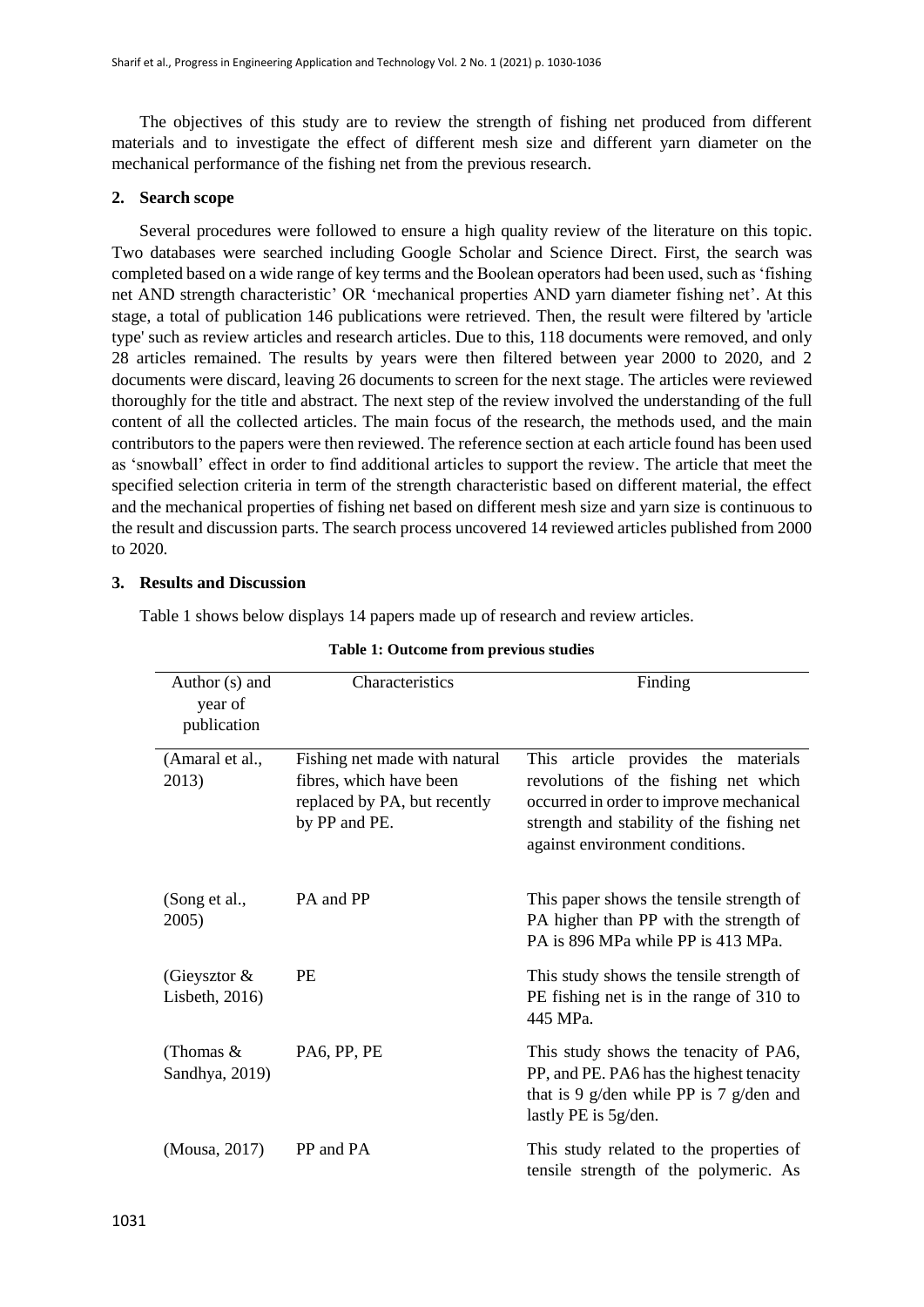The objectives of this study are to review the strength of fishing net produced from different materials and to investigate the effect of different mesh size and different yarn diameter on the mechanical performance of the fishing net from the previous research.

## 2. Search scope

Several procedures were followed to ensure a high quality review of the literature on this topic. Two databases were searched including Google Scholar and Science Direct. First, the search was completed based on a wide range of key terms and the Boolean operators had been used, such as 'fishing net AND strength characteristic' OR 'mechanical properties AND yarn diameter fishing net'. At this stage, a total of publication 146 publications were retrieved. Then, the result were filtered by 'article type' such as review articles and research articles. Due to this, 118 documents were removed, and only 28 articles remained. The results by years were then filtered between year 2000 to 2020, and 2 documents were discard, leaving 26 documents to screen for the next stage. The articles were reviewed thoroughly for the title and abstract. The next step of the review involved the understanding of the full content of all the collected articles. The main focus of the research, the methods used, and the main contributors to the papers were then reviewed. The reference section at each article found has been used as 'snowball' effect in order to find additional articles to support the review. The article that meet the specified selection criteria in term of the strength characteristic based on different material, the effect and the mechanical properties of fishing net based on different mesh size and yarn size is continuous to the result and discussion parts. The search process uncovered 14 reviewed articles published from 2000 to 2020.

## 3. Results and Discussion

Table 1 shows below displays 14 papers made up of research and review articles.

**Table 1: Outcome from previous studies**

| Author (s) and year of publication | Characteristics | Finding |
|---|---|---|
| (Amaral et al., 2013) | Fishing net made with natural fibres, which have been replaced by PA, but recently by PP and PE. | This article provides the materials revolutions of the fishing net which occurred in order to improve mechanical strength and stability of the fishing net against environment conditions. |
| (Song et al., 2005) | PA and PP | This paper shows the tensile strength of PA higher than PP with the strength of PA is 896 MPa while PP is 413 MPa. |
| (Gieysztor & Lisbeth, 2016) | PE | This study shows the tensile strength of PE fishing net is in the range of 310 to 445 MPa. |
| (Thomas & Sandhya, 2019) | PA6, PP, PE | This study shows the tenacity of PA6, PP, and PE. PA6 has the highest tenacity that is 9 g/den while PP is 7 g/den and lastly PE is 5g/den. |
| (Mousa, 2017) | PP and PA | This study related to the properties of tensile strength of the polymeric. As |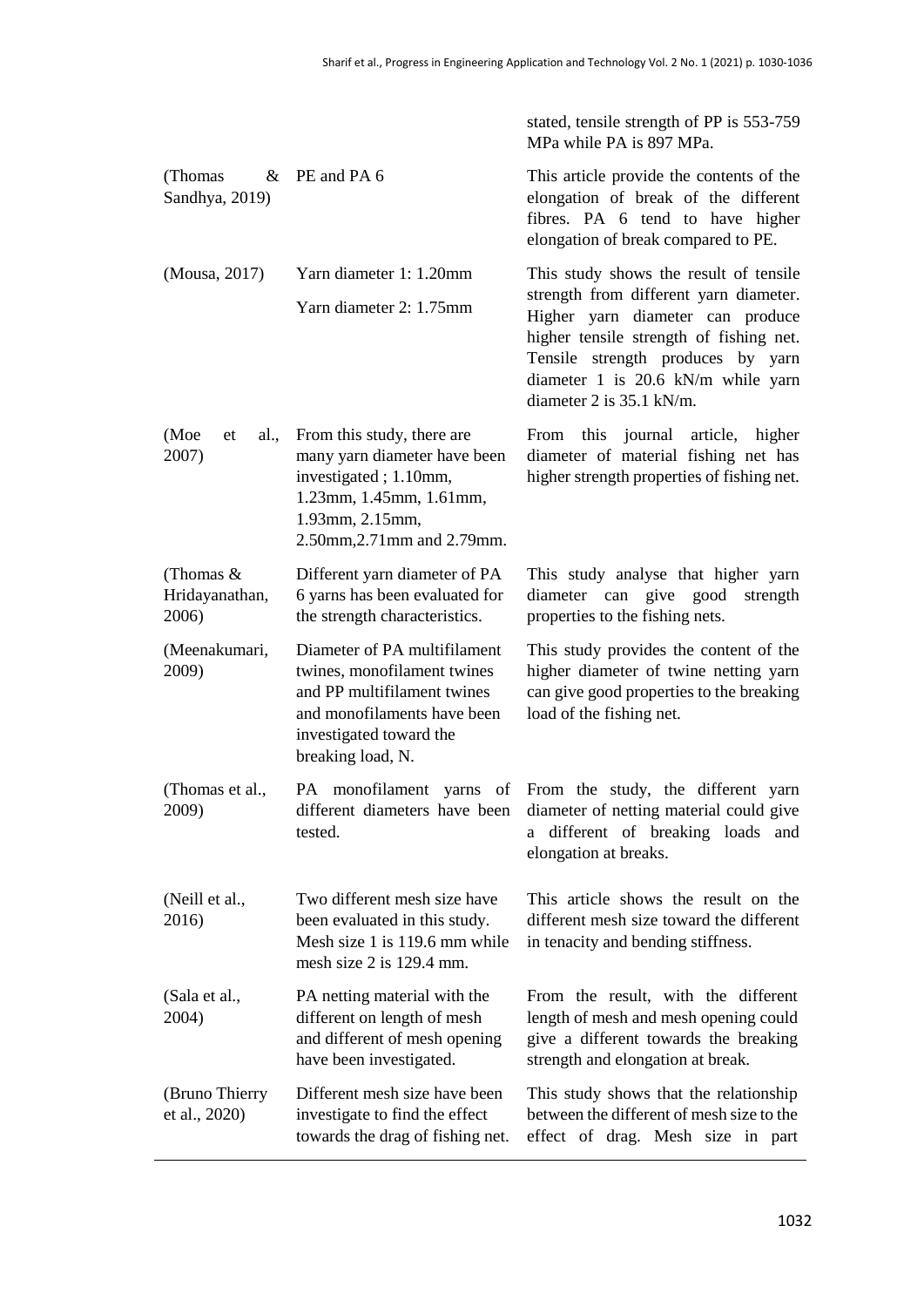| | | |
|---|---|---|
| | | stated, tensile strength of PP is 553-759 MPa while PA is 897 MPa. |
| (Thomas & Sandhya, 2019) | PE and PA 6 | This article provide the contents of the elongation of break of the different fibres. PA 6 tend to have higher elongation of break compared to PE. |
| (Mousa, 2017) | Yarn diameter 1: 1.20mm<br>Yarn diameter 2: 1.75mm | This study shows the result of tensile strength from different yarn diameter. Higher yarn diameter can produce higher tensile strength of fishing net. Tensile strength produces by yarn diameter 1 is 20.6 kN/m while yarn diameter 2 is 35.1 kN/m. |
| (Moe et al., 2007) | From this study, there are many yarn diameter have been investigated ; 1.10mm, 1.23mm, 1.45mm, 1.61mm, 1.93mm, 2.15mm, 2.50mm,2.71mm and 2.79mm. | From this journal article, higher diameter of material fishing net has higher strength properties of fishing net. |
| (Thomas & Hridayanathan, 2006) | Different yarn diameter of PA 6 yarns has been evaluated for the strength characteristics. | This study analyse that higher yarn diameter can give good strength properties to the fishing nets. |
| (Meenakumari, 2009) | Diameter of PA multifilament twines, monofilament twines and PP multifilament twines and monofilaments have been investigated toward the breaking load, N. | This study provides the content of the higher diameter of twine netting yarn can give good properties to the breaking load of the fishing net. |
| (Thomas et al., 2009) | PA monofilament yarns of different diameters have been tested. | From the study, the different yarn diameter of netting material could give a different of breaking loads and elongation at breaks. |
| (Neill et al., 2016) | Two different mesh size have been evaluated in this study. Mesh size 1 is 119.6 mm while mesh size 2 is 129.4 mm. | This article shows the result on the different mesh size toward the different in tenacity and bending stiffness. |
| (Sala et al., 2004) | PA netting material with the different on length of mesh and different of mesh opening have been investigated. | From the result, with the different length of mesh and mesh opening could give a different towards the breaking strength and elongation at break. |
| (Bruno Thierry et al., 2020) | Different mesh size have been investigate to find the effect towards the drag of fishing net. | This study shows that the relationship between the different of mesh size to the effect of drag. Mesh size in part |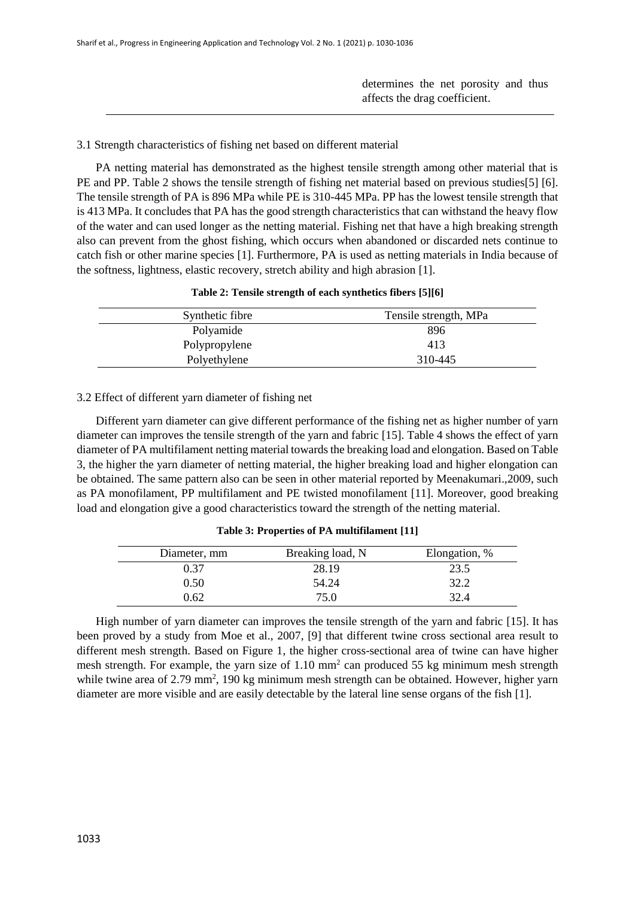determines the net porosity and thus affects the drag coefficient.

### 3.1 Strength characteristics of fishing net based on different material

PA netting material has demonstrated as the highest tensile strength among other material that is PE and PP. Table 2 shows the tensile strength of fishing net material based on previous studies[5] [6]. The tensile strength of PA is 896 MPa while PE is 310-445 MPa. PP has the lowest tensile strength that is 413 MPa. It concludes that PA has the good strength characteristics that can withstand the heavy flow of the water and can used longer as the netting material. Fishing net that have a high breaking strength also can prevent from the ghost fishing, which occurs when abandoned or discarded nets continue to catch fish or other marine species [1]. Furthermore, PA is used as netting materials in India because of the softness, lightness, elastic recovery, stretch ability and high abrasion [1].

**Table 2: Tensile strength of each synthetics fibers [5][6]**

| Synthetic fibre | Tensile strength, MPa |
|---|---|
| Polyamide | 896 |
| Polypropylene | 413 |
| Polyethylene | 310-445 |

### 3.2 Effect of different yarn diameter of fishing net

Different yarn diameter can give different performance of the fishing net as higher number of yarn diameter can improves the tensile strength of the yarn and fabric [15]. Table 4 shows the effect of yarn diameter of PA multifilament netting material towards the breaking load and elongation. Based on Table 3, the higher the yarn diameter of netting material, the higher breaking load and higher elongation can be obtained. The same pattern also can be seen in other material reported by Meenakumari.,2009, such as PA monofilament, PP multifilament and PE twisted monofilament [11]. Moreover, good breaking load and elongation give a good characteristics toward the strength of the netting material.

**Table 3: Properties of PA multifilament [11]**

| Diameter, mm | Breaking load, N | Elongation, % |
|---|---|---|
| 0.37 | 28.19 | 23.5 |
| 0.50 | 54.24 | 32.2 |
| 0.62 | 75.0 | 32.4 |

High number of yarn diameter can improves the tensile strength of the yarn and fabric [15]. It has been proved by a study from Moe et al., 2007, [9] that different twine cross sectional area result to different mesh strength. Based on Figure 1, the higher cross-sectional area of twine can have higher mesh strength. For example, the yarn size of 1.10 $mm^2$ can produced 55 kg minimum mesh strength while twine area of 2.79 $mm^2$, 190 kg minimum mesh strength can be obtained. However, higher yarn diameter are more visible and are easily detectable by the lateral line sense organs of the fish [1].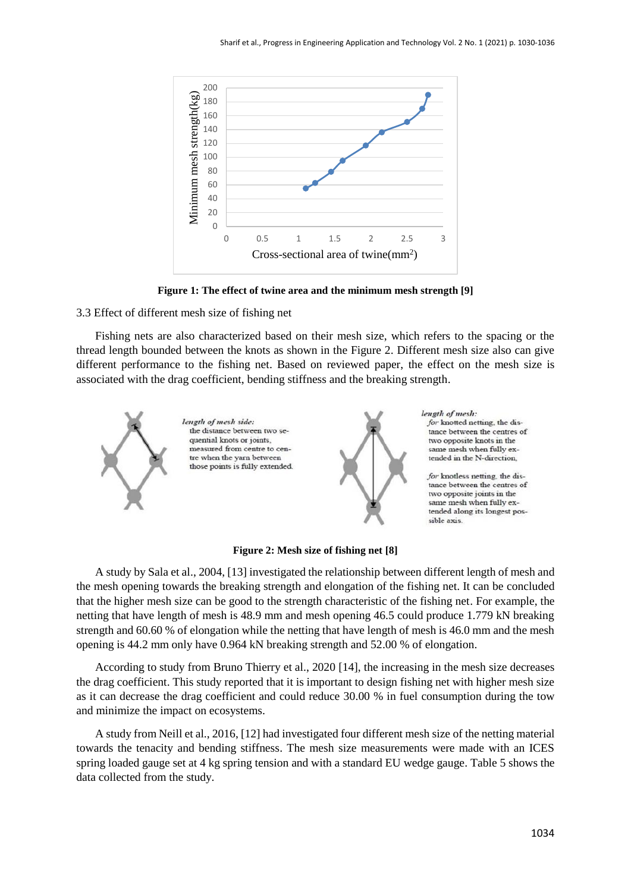**Figure 1: The effect of twine area and the minimum mesh strength [9]**

3.3 Effect of different mesh size of fishing net

Fishing nets are also characterized based on their mesh size, which refers to the spacing or the thread length bounded between the knots as shown in the Figure 2. Different mesh size also can give different performance to the fishing net. Based on reviewed paper, the effect on the mesh size is associated with the drag coefficient, bending stiffness and the breaking strength.

**Figure 2: Mesh size of fishing net [8]**

A study by Sala et al., 2004, [13] investigated the relationship between different length of mesh and the mesh opening towards the breaking strength and elongation of the fishing net. It can be concluded that the higher mesh size can be good to the strength characteristic of the fishing net. For example, the netting that have length of mesh is 48.9 mm and mesh opening 46.5 could produce 1.779 kN breaking strength and 60.60 % of elongation while the netting that have length of mesh is 46.0 mm and the mesh opening is 44.2 mm only have 0.964 kN breaking strength and 52.00 % of elongation.

According to study from Bruno Thierry et al., 2020 [14], the increasing in the mesh size decreases the drag coefficient. This study reported that it is important to design fishing net with higher mesh size as it can decrease the drag coefficient and could reduce 30.00 % in fuel consumption during the tow and minimize the impact on ecosystems.

A study from Neill et al., 2016, [12] had investigated four different mesh size of the netting material towards the tenacity and bending stiffness. The mesh size measurements were made with an ICES spring loaded gauge set at 4 kg spring tension and with a standard EU wedge gauge. Table 5 shows the data collected from the study.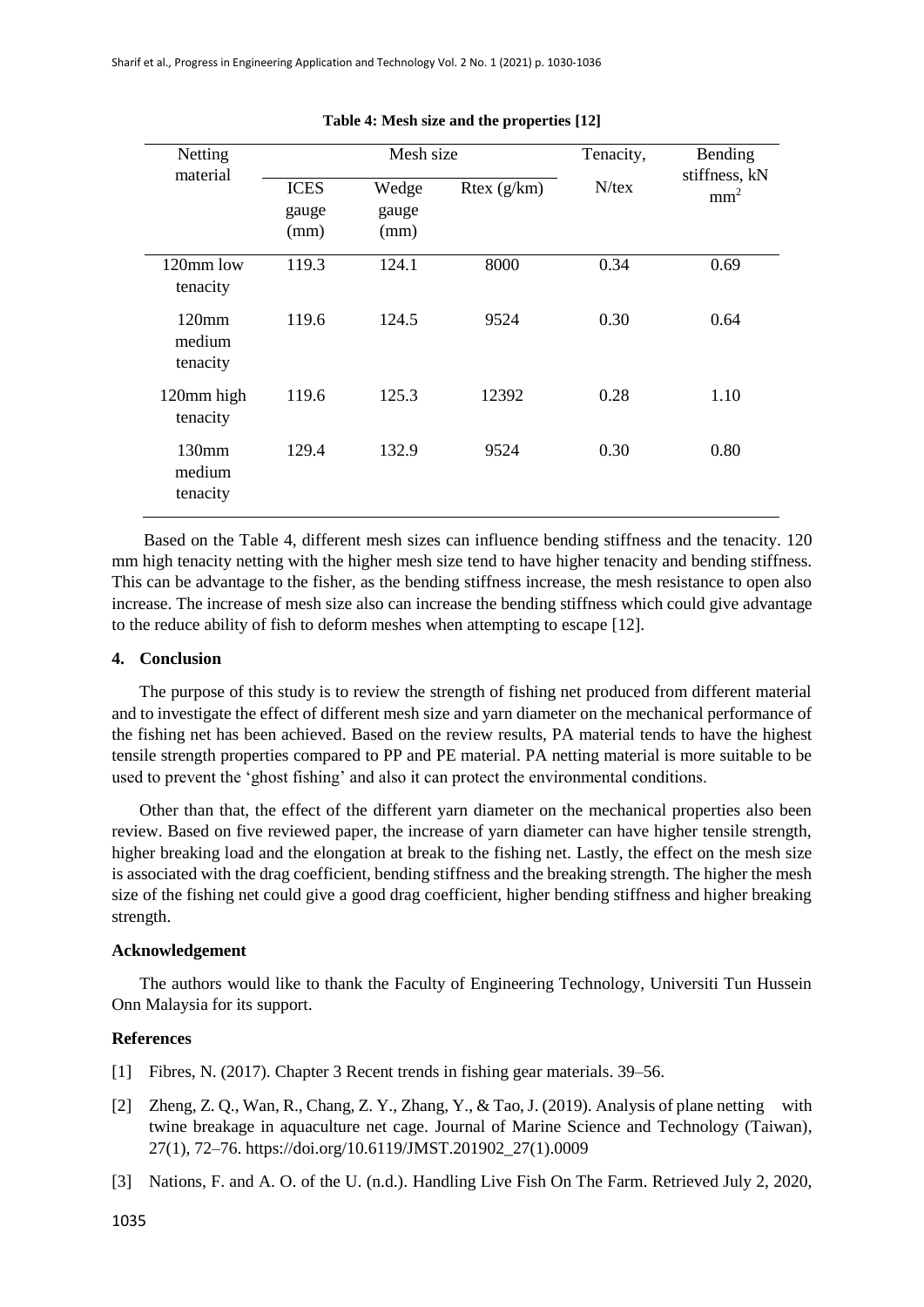**Table 4: Mesh size and the properties [12]**

| Netting material | Mesh size | | | Tenacity, N/tex | Bending stiffness, kN mm$^2$ |
|---|---|---|---|---|---|
| | ICES gauge (mm) | Wedge gauge (mm) | Rtex (g/km) | | |
| 120mm low tenacity | 119.3 | 124.1 | 8000 | 0.34 | 0.69 |
| 120mm medium tenacity | 119.6 | 124.5 | 9524 | 0.30 | 0.64 |
| 120mm high tenacity | 119.6 | 125.3 | 12392 | 0.28 | 1.10 |
| 130mm medium tenacity | 129.4 | 132.9 | 9524 | 0.30 | 0.80 |

Based on the Table 4, different mesh sizes can influence bending stiffness and the tenacity. 120 mm high tenacity netting with the higher mesh size tend to have higher tenacity and bending stiffness. This can be advantage to the fisher, as the bending stiffness increase, the mesh resistance to open also increase. The increase of mesh size also can increase the bending stiffness which could give advantage to the reduce ability of fish to deform meshes when attempting to escape [12].

## 4. Conclusion

The purpose of this study is to review the strength of fishing net produced from different material and to investigate the effect of different mesh size and yarn diameter on the mechanical performance of the fishing net has been achieved. Based on the review results, PA material tends to have the highest tensile strength properties compared to PP and PE material. PA netting material is more suitable to be used to prevent the 'ghost fishing' and also it can protect the environmental conditions.

Other than that, the effect of the different yarn diameter on the mechanical properties also been review. Based on five reviewed paper, the increase of yarn diameter can have higher tensile strength, higher breaking load and the elongation at break to the fishing net. Lastly, the effect on the mesh size is associated with the drag coefficient, bending stiffness and the breaking strength. The higher the mesh size of the fishing net could give a good drag coefficient, higher bending stiffness and higher breaking strength.

### Acknowledgement

The authors would like to thank the Faculty of Engineering Technology, Universiti Tun Hussein Onn Malaysia for its support.

### References

[1] Fibres, N. (2017). Chapter 3 Recent trends in fishing gear materials. 39–56.

[2] Zheng, Z. Q., Wan, R., Chang, Z. Y., Zhang, Y., & Tao, J. (2019). Analysis of plane netting with twine breakage in aquaculture net cage. Journal of Marine Science and Technology (Taiwan), 27(1), 72–76. https://doi.org/10.6119/JMST.201902_27(1).0009

[3] Nations, F. and A. O. of the U. (n.d.). Handling Live Fish On The Farm. Retrieved July 2, 2020,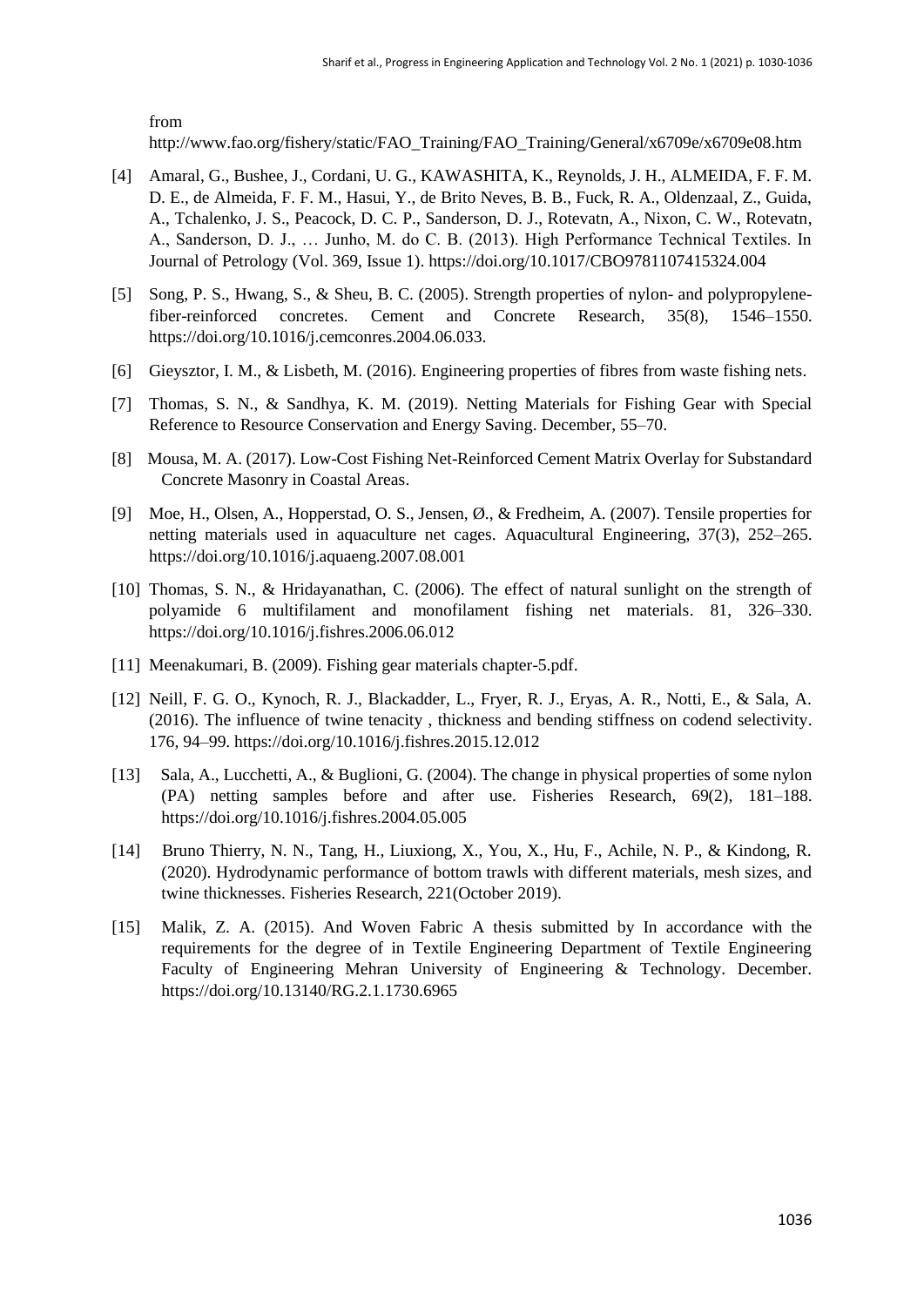from
http://www.fao.org/fishery/static/FAO_Training/FAO_Training/General/x6709e/x6709e08.htm

[4] Amaral, G., Bushee, J., Cordani, U. G., KAWASHITA, K., Reynolds, J. H., ALMEIDA, F. F. M. D. E., de Almeida, F. F. M., Hasui, Y., de Brito Neves, B. B., Fuck, R. A., Oldenzaal, Z., Guida, A., Tchalenko, J. S., Peacock, D. C. P., Sanderson, D. J., Rotevatn, A., Nixon, C. W., Rotevatn, A., Sanderson, D. J., … Junho, M. do C. B. (2013). High Performance Technical Textiles. In Journal of Petrology (Vol. 369, Issue 1). https://doi.org/10.1017/CBO9781107415324.004

[5] Song, P. S., Hwang, S., & Sheu, B. C. (2005). Strength properties of nylon- and polypropylene-fiber-reinforced concretes. Cement and Concrete Research, 35(8), 1546–1550. https://doi.org/10.1016/j.cemconres.2004.06.033.

[6] Gieysztor, I. M., & Lisbeth, M. (2016). Engineering properties of fibres from waste fishing nets.

[7] Thomas, S. N., & Sandhya, K. M. (2019). Netting Materials for Fishing Gear with Special Reference to Resource Conservation and Energy Saving. December, 55–70.

[8] Mousa, M. A. (2017). Low-Cost Fishing Net-Reinforced Cement Matrix Overlay for Substandard Concrete Masonry in Coastal Areas.

[9] Moe, H., Olsen, A., Hopperstad, O. S., Jensen, Ø., & Fredheim, A. (2007). Tensile properties for netting materials used in aquaculture net cages. Aquacultural Engineering, 37(3), 252–265. https://doi.org/10.1016/j.aquaeng.2007.08.001

[10] Thomas, S. N., & Hridayanathan, C. (2006). The effect of natural sunlight on the strength of polyamide 6 multifilament and monofilament fishing net materials. 81, 326–330. https://doi.org/10.1016/j.fishres.2006.06.012

[11] Meenakumari, B. (2009). Fishing gear materials chapter-5.pdf.

[12] Neill, F. G. O., Kynoch, R. J., Blackadder, L., Fryer, R. J., Eryas, A. R., Notti, E., & Sala, A. (2016). The influence of twine tenacity , thickness and bending stiffness on codend selectivity. 176, 94–99. https://doi.org/10.1016/j.fishres.2015.12.012

[13] Sala, A., Lucchetti, A., & Buglioni, G. (2004). The change in physical properties of some nylon (PA) netting samples before and after use. Fisheries Research, 69(2), 181–188. https://doi.org/10.1016/j.fishres.2004.05.005

[14] Bruno Thierry, N. N., Tang, H., Liuxiong, X., You, X., Hu, F., Achile, N. P., & Kindong, R. (2020). Hydrodynamic performance of bottom trawls with different materials, mesh sizes, and twine thicknesses. Fisheries Research, 221(October 2019).

[15] Malik, Z. A. (2015). And Woven Fabric A thesis submitted by In accordance with the requirements for the degree of in Textile Engineering Department of Textile Engineering Faculty of Engineering Mehran University of Engineering & Technology. December. https://doi.org/10.13140/RG.2.1.1730.6965